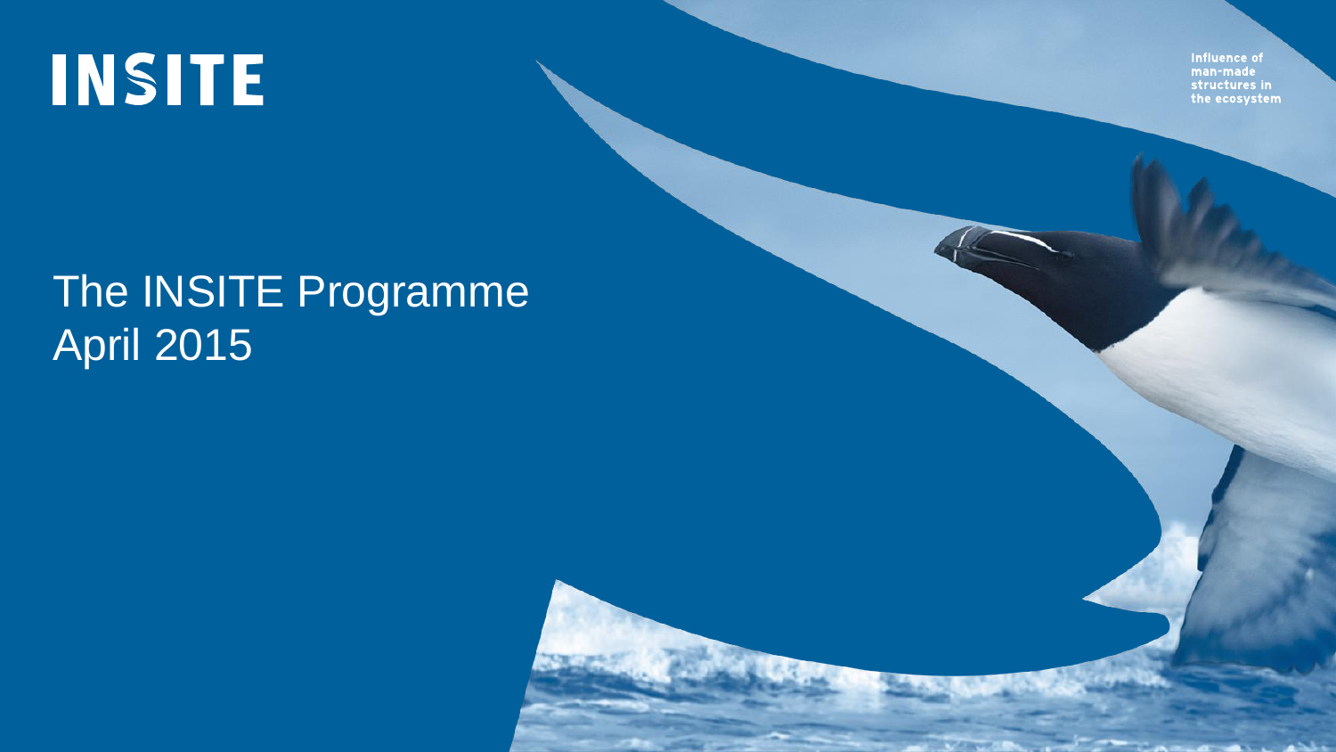# INSITE

Influence of man-made structures in the ecosystem

## The INSITE Programme
## April 2015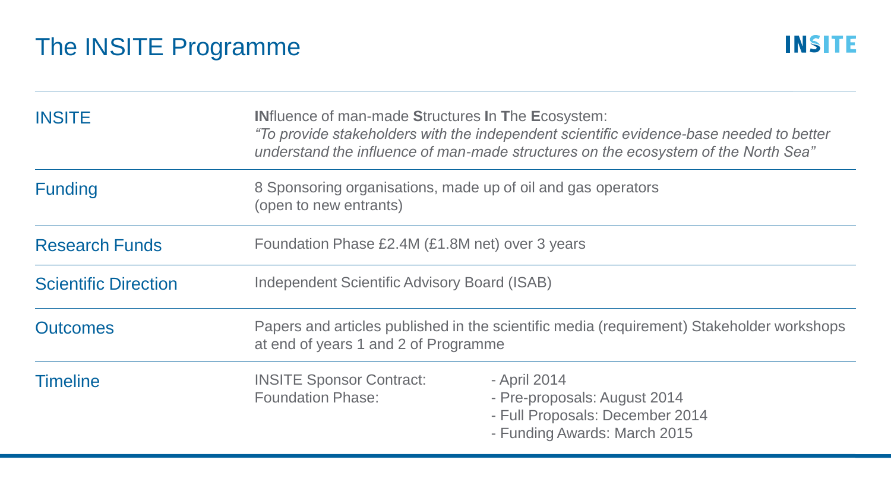# The INSITE Programme

INSITE

| | |
|---|---|
| INSITE | **IN**fluence of man-made **S**tructures **I**n **T**he **E**cosystem: *"To provide stakeholders with the independent scientific evidence-base needed to better understand the influence of man-made structures on the ecosystem of the North Sea"* |
| Funding | 8 Sponsoring organisations, made up of oil and gas operators (open to new entrants) |
| Research Funds | Foundation Phase £2.4M (£1.8M net) over 3 years |
| Scientific Direction | Independent Scientific Advisory Board (ISAB) |
| Outcomes | Papers and articles published in the scientific media (requirement) Stakeholder workshops at end of years 1 and 2 of Programme |
| Timeline | INSITE Sponsor Contract: - April 2014<br>Foundation Phase: - Pre-proposals: August 2014; - Full Proposals: December 2014; - Funding Awards: March 2015 |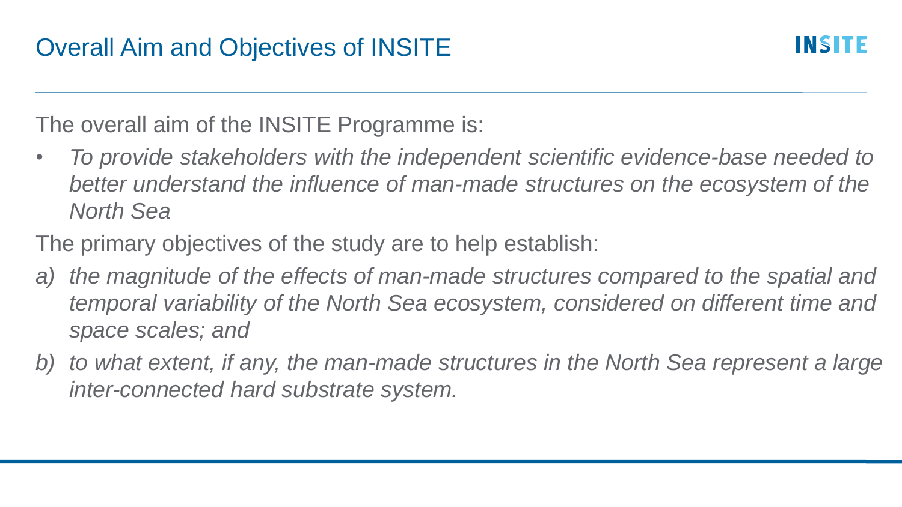# Overall Aim and Objectives of INSITE

The overall aim of the INSITE Programme is:

- *To provide stakeholders with the independent scientific evidence-base needed to better understand the influence of man-made structures on the ecosystem of the North Sea*

The primary objectives of the study are to help establish:

*a) the magnitude of the effects of man-made structures compared to the spatial and temporal variability of the North Sea ecosystem, considered on different time and space scales; and*

*b) to what extent, if any, the man-made structures in the North Sea represent a large inter-connected hard substrate system.*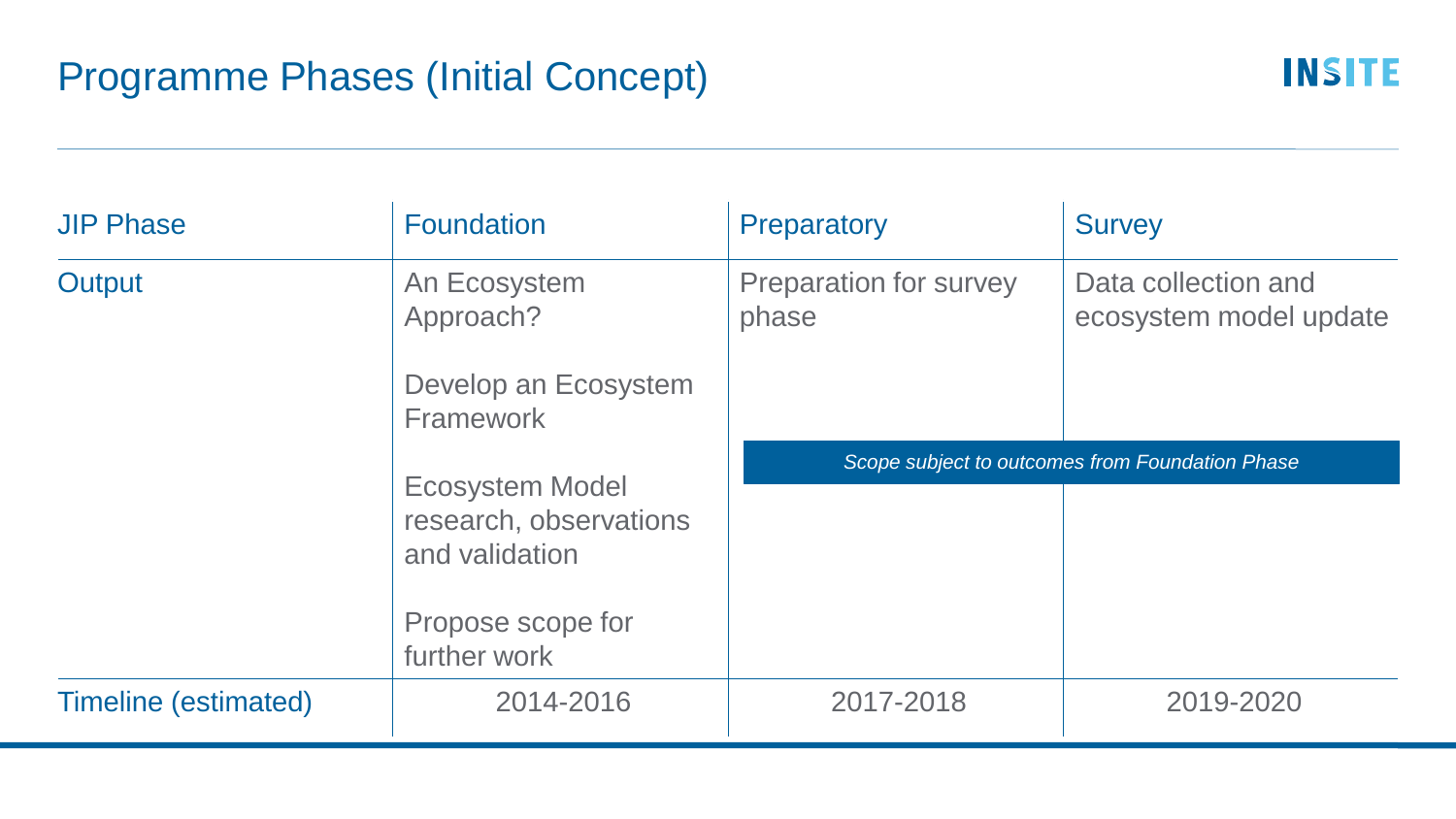# Programme Phases (Initial Concept)

| JIP Phase | Foundation | Preparatory | Survey |
| --- | --- | --- | --- |
| Output | An Ecosystem Approach?<br><br>Develop an Ecosystem Framework<br><br>Ecosystem Model research, observations and validation<br><br>Propose scope for further work | Preparation for survey phase | Data collection and ecosystem model update |
| | | *Scope subject to outcomes from Foundation Phase* | |
| Timeline (estimated) | 2014-2016 | 2017-2018 | 2019-2020 |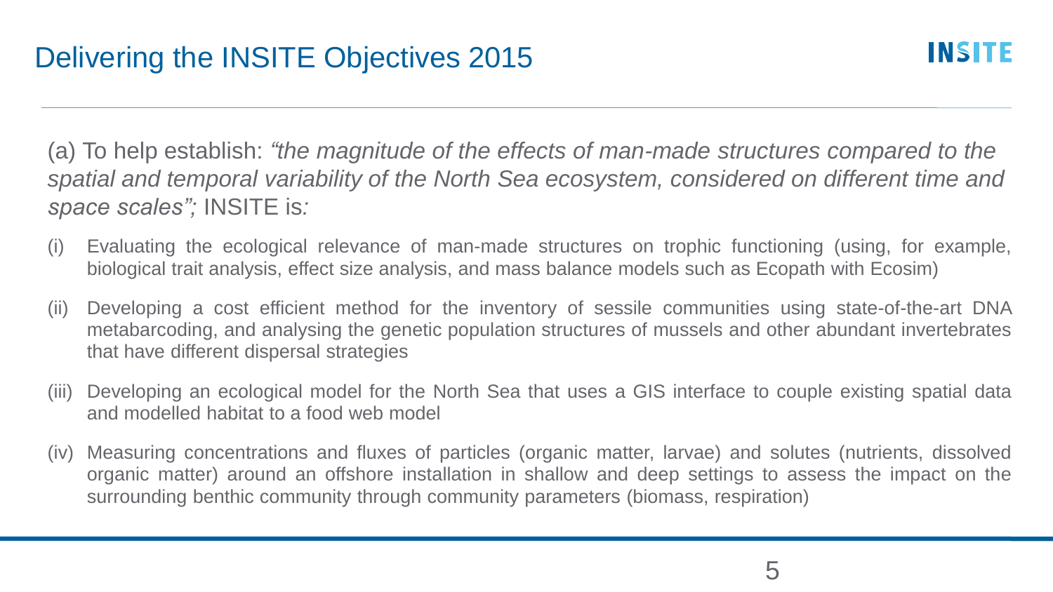# Delivering the INSITE Objectives 2015

(a) To help establish: *"the magnitude of the effects of man-made structures compared to the spatial and temporal variability of the North Sea ecosystem, considered on different time and space scales";* INSITE is*:*

(i) Evaluating the ecological relevance of man-made structures on trophic functioning (using, for example, biological trait analysis, effect size analysis, and mass balance models such as Ecopath with Ecosim)

(ii) Developing a cost efficient method for the inventory of sessile communities using state-of-the-art DNA metabarcoding, and analysing the genetic population structures of mussels and other abundant invertebrates that have different dispersal strategies

(iii) Developing an ecological model for the North Sea that uses a GIS interface to couple existing spatial data and modelled habitat to a food web model

(iv) Measuring concentrations and fluxes of particles (organic matter, larvae) and solutes (nutrients, dissolved organic matter) around an offshore installation in shallow and deep settings to assess the impact on the surrounding benthic community through community parameters (biomass, respiration)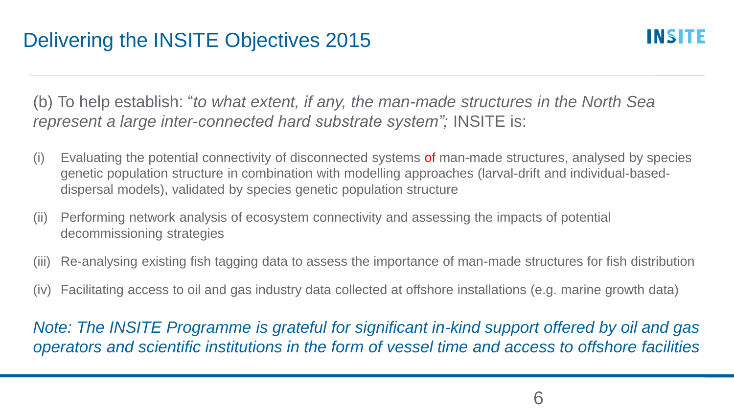# Delivering the INSITE Objectives 2015

INSITE

(b) To help establish: "*to what extent, if any, the man-made structures in the North Sea represent a large inter-connected hard substrate system";* INSITE is:

- (i) Evaluating the potential connectivity of disconnected systems of man-made structures, analysed by species genetic population structure in combination with modelling approaches (larval-drift and individual-based-dispersal models), validated by species genetic population structure
- (ii) Performing network analysis of ecosystem connectivity and assessing the impacts of potential decommissioning strategies
- (iii) Re-analysing existing fish tagging data to assess the importance of man-made structures for fish distribution
- (iv) Facilitating access to oil and gas industry data collected at offshore installations (e.g. marine growth data)

*Note: The INSITE Programme is grateful for significant in-kind support offered by oil and gas operators and scientific institutions in the form of vessel time and access to offshore facilities*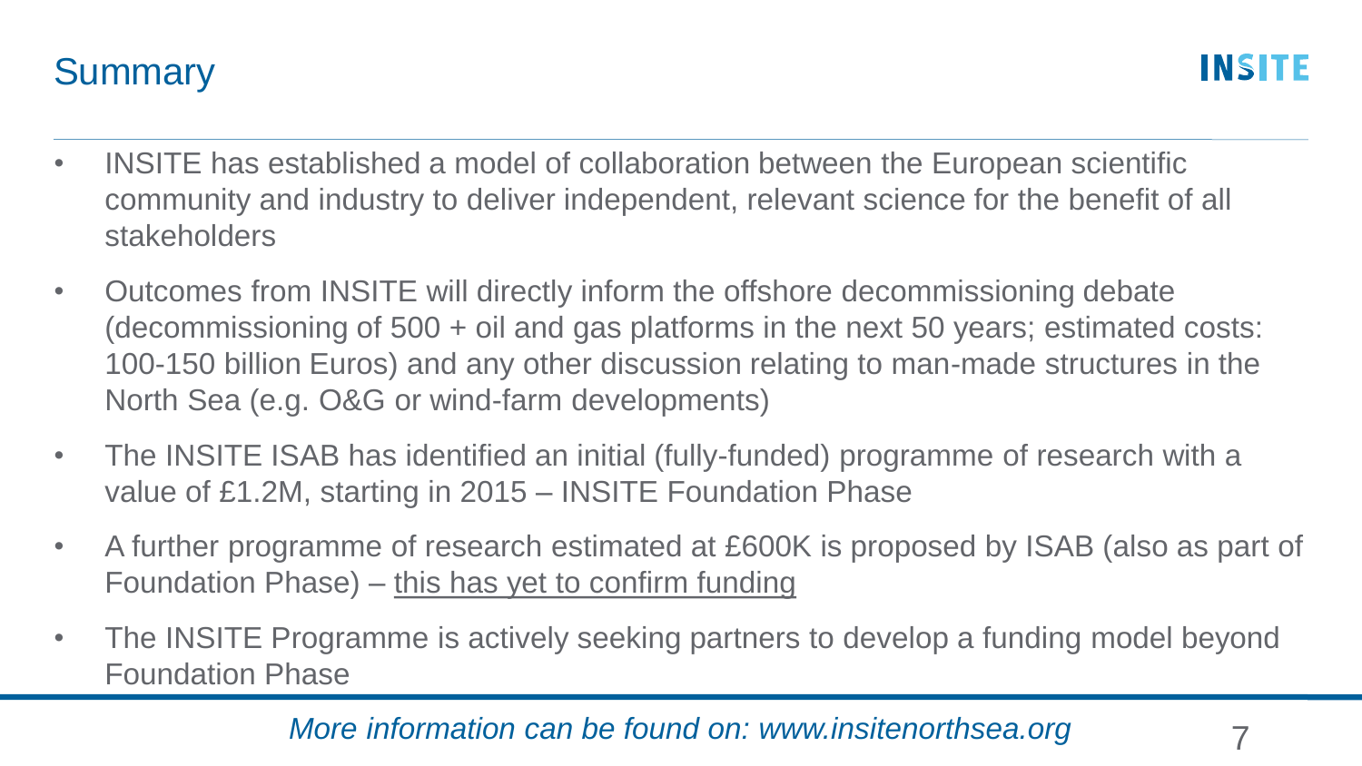## Summary

INSITE

- INSITE has established a model of collaboration between the European scientific community and industry to deliver independent, relevant science for the benefit of all stakeholders
- Outcomes from INSITE will directly inform the offshore decommissioning debate (decommissioning of 500 + oil and gas platforms in the next 50 years; estimated costs: 100-150 billion Euros) and any other discussion relating to man-made structures in the North Sea (e.g. O&G or wind-farm developments)
- The INSITE ISAB has identified an initial (fully-funded) programme of research with a value of £1.2M, starting in 2015 – INSITE Foundation Phase
- A further programme of research estimated at £600K is proposed by ISAB (also as part of Foundation Phase) – <u>this has yet to confirm funding</u>
- The INSITE Programme is actively seeking partners to develop a funding model beyond Foundation Phase

*More information can be found on: www.insitenorthsea.org*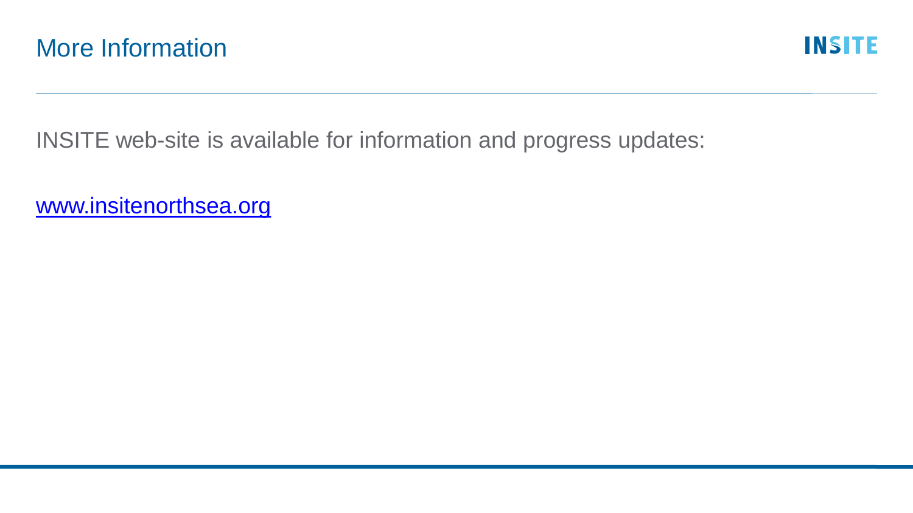# More Information

INSITE web-site is available for information and progress updates:

[www.insitenorthsea.org](http://www.insitenorthsea.org)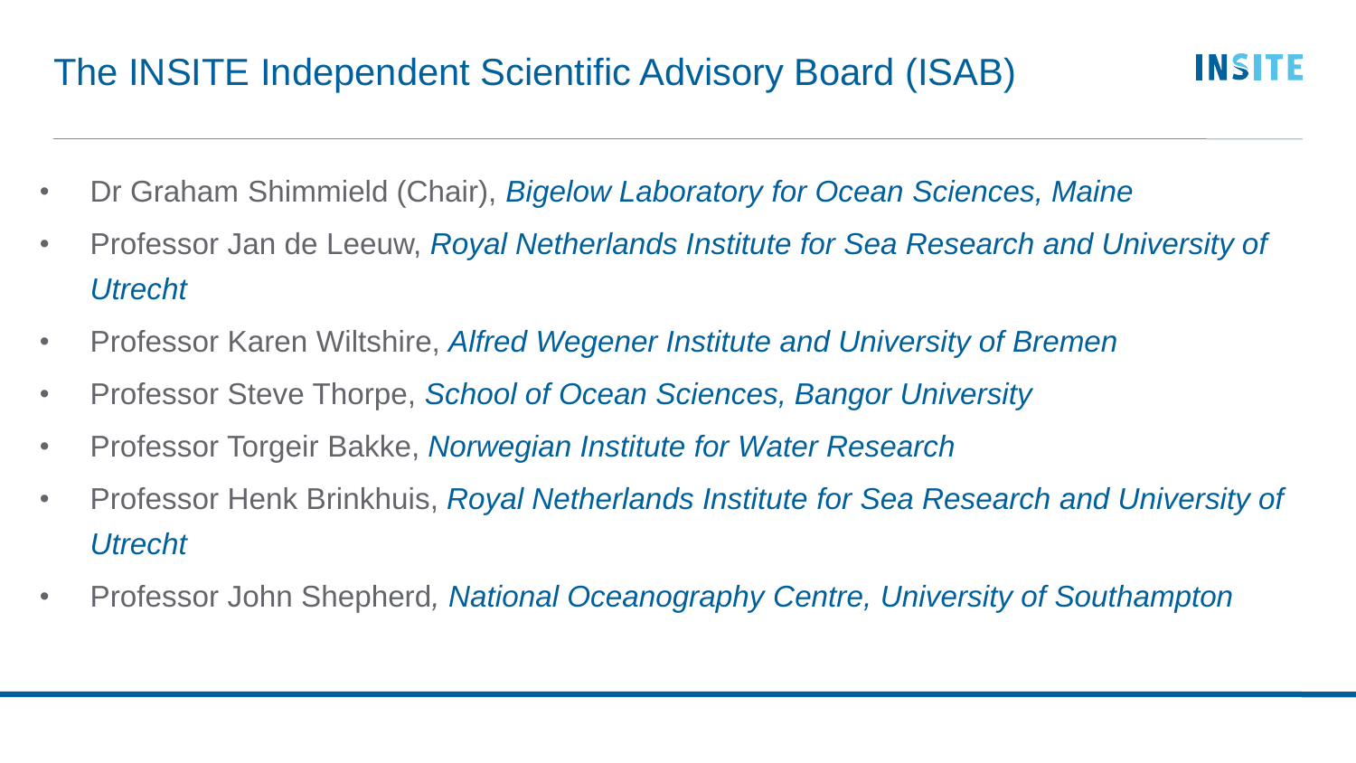# The INSITE Independent Scientific Advisory Board (ISAB)

- Dr Graham Shimmield (Chair), *Bigelow Laboratory for Ocean Sciences, Maine*
- Professor Jan de Leeuw, *Royal Netherlands Institute for Sea Research and University of Utrecht*
- Professor Karen Wiltshire, *Alfred Wegener Institute and University of Bremen*
- Professor Steve Thorpe, *School of Ocean Sciences, Bangor University*
- Professor Torgeir Bakke, *Norwegian Institute for Water Research*
- Professor Henk Brinkhuis, *Royal Netherlands Institute for Sea Research and University of Utrecht*
- Professor John Shepherd, *National Oceanography Centre, University of Southampton*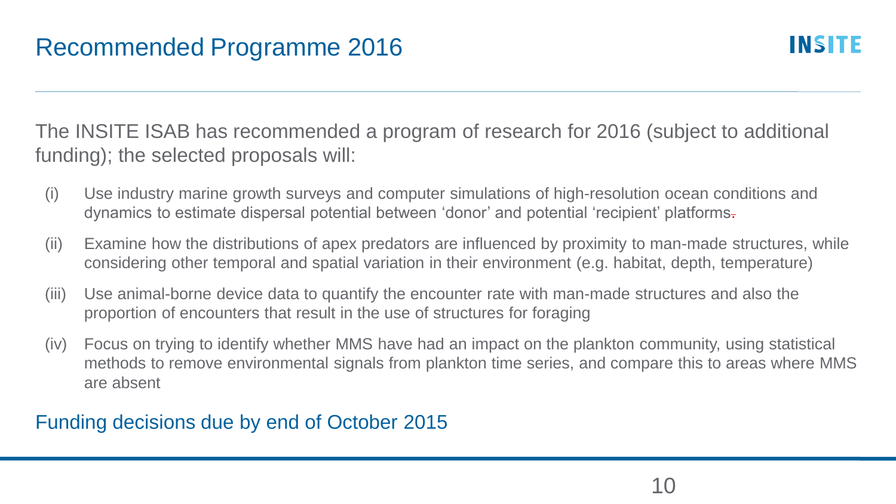# Recommended Programme 2016

The INSITE ISAB has recommended a program of research for 2016 (subject to additional funding); the selected proposals will:

(i) Use industry marine growth surveys and computer simulations of high-resolution ocean conditions and dynamics to estimate dispersal potential between 'donor' and potential 'recipient' platforms.

(ii) Examine how the distributions of apex predators are influenced by proximity to man-made structures, while considering other temporal and spatial variation in their environment (e.g. habitat, depth, temperature)

(iii) Use animal-borne device data to quantify the encounter rate with man-made structures and also the proportion of encounters that result in the use of structures for foraging

(iv) Focus on trying to identify whether MMS have had an impact on the plankton community, using statistical methods to remove environmental signals from plankton time series, and compare this to areas where MMS are absent

Funding decisions due by end of October 2015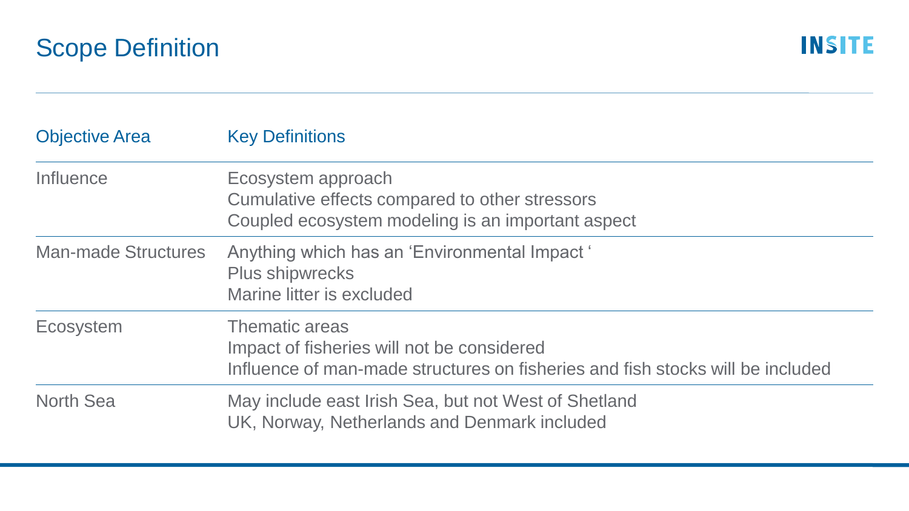# Scope Definition

| Objective Area | Key Definitions |
| --- | --- |
| Influence | Ecosystem approach<br>Cumulative effects compared to other stressors<br>Coupled ecosystem modeling is an important aspect |
| Man-made Structures | Anything which has an 'Environmental Impact '<br>Plus shipwrecks<br>Marine litter is excluded |
| Ecosystem | Thematic areas<br>Impact of fisheries will not be considered<br>Influence of man-made structures on fisheries and fish stocks will be included |
| North Sea | May include east Irish Sea, but not West of Shetland<br>UK, Norway, Netherlands and Denmark included |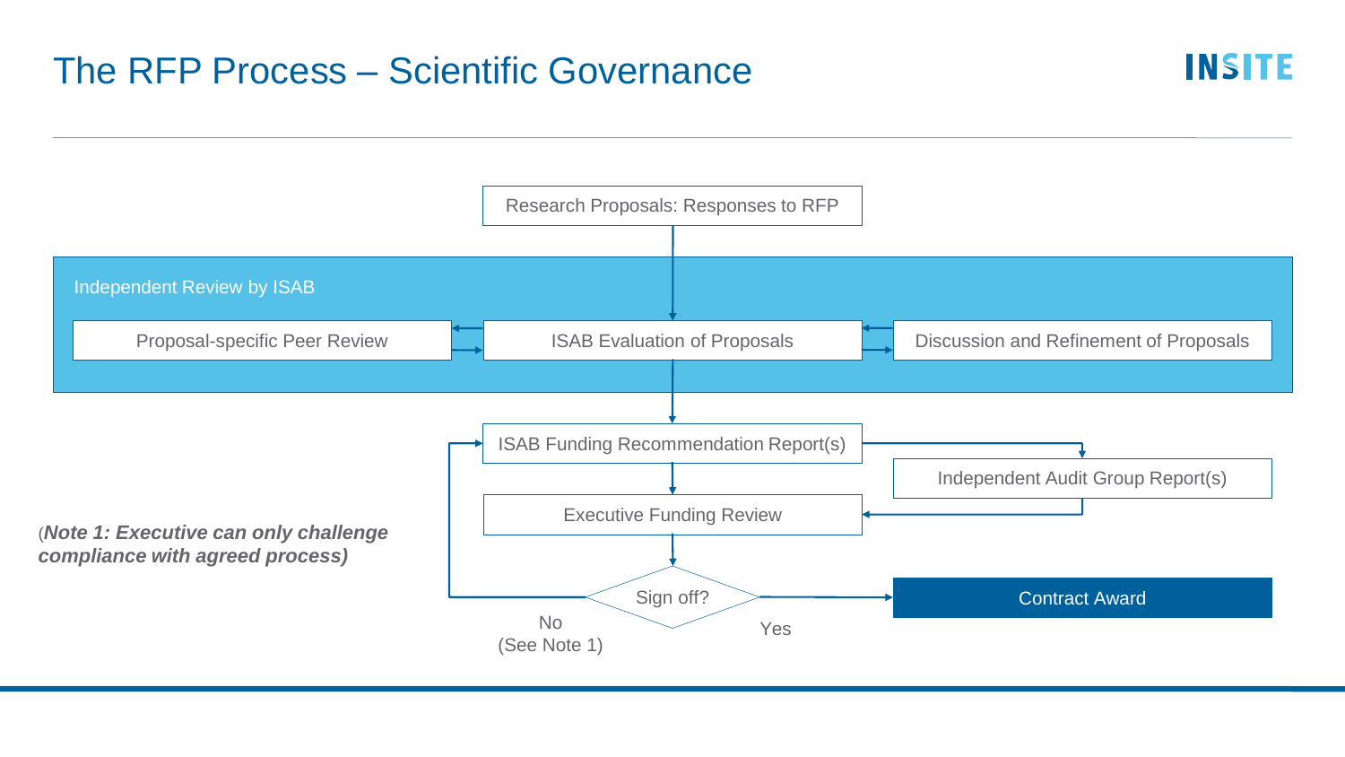# The RFP Process – Scientific Governance

Research Proposals: Responses to RFP

Independent Review by ISAB

Proposal-specific Peer Review

ISAB Evaluation of Proposals

Discussion and Refinement of Proposals

ISAB Funding Recommendation Report(s)

Independent Audit Group Report(s)

Executive Funding Review

Sign off?

No
(See Note 1)

Yes

Contract Award

(***Note 1: Executive can only challenge compliance with agreed process)***